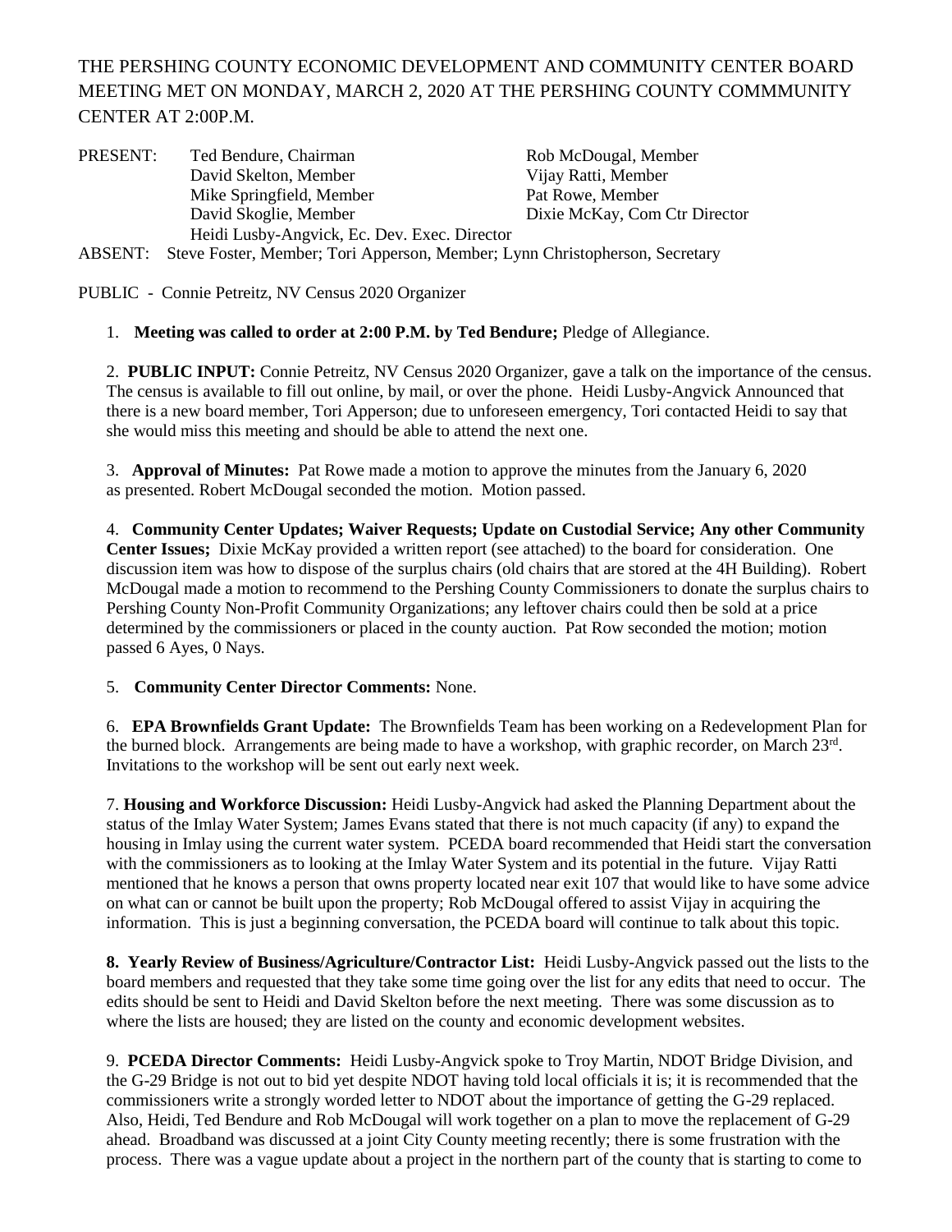THE PERSHING COUNTY ECONOMIC DEVELOPMENT AND COMMUNITY CENTER BOARD MEETING MET ON MONDAY, MARCH 2, 2020 AT THE PERSHING COUNTY COMMMUNITY CENTER AT 2:00P.M.

PRESENT: Ted Bendure, Chairman; Rob McDougal, Member; David Skelton, Member; Vijay Ratti, Member; Mike Springfield, Member; Pat Rowe, Member; David Skoglie, Member; Dixie McKay, Com Ctr Director; Heidi Lusby-Angvick, Ec. Dev. Exec. Director

ABSENT: Steve Foster, Member; Tori Apperson, Member; Lynn Christopherson, Secretary

PUBLIC - Connie Petreitz, NV Census 2020 Organizer

1. **Meeting was called to order at 2:00 P.M. by Ted Bendure;** Pledge of Allegiance.

2. **PUBLIC INPUT:** Connie Petreitz, NV Census 2020 Organizer, gave a talk on the importance of the census. The census is available to fill out online, by mail, or over the phone. Heidi Lusby-Angvick Announced that there is a new board member, Tori Apperson; due to unforeseen emergency, Tori contacted Heidi to say that she would miss this meeting and should be able to attend the next one.

3. **Approval of Minutes:** Pat Rowe made a motion to approve the minutes from the January 6, 2020 as presented. Robert McDougal seconded the motion. Motion passed.

4. **Community Center Updates; Waiver Requests; Update on Custodial Service; Any other Community Center Issues;** Dixie McKay provided a written report (see attached) to the board for consideration. One discussion item was how to dispose of the surplus chairs (old chairs that are stored at the 4H Building). Robert McDougal made a motion to recommend to the Pershing County Commissioners to donate the surplus chairs to Pershing County Non-Profit Community Organizations; any leftover chairs could then be sold at a price determined by the commissioners or placed in the county auction. Pat Row seconded the motion; motion passed 6 Ayes, 0 Nays.

5. **Community Center Director Comments:** None.

6. **EPA Brownfields Grant Update:** The Brownfields Team has been working on a Redevelopment Plan for the burned block. Arrangements are being made to have a workshop, with graphic recorder, on March 23rd. Invitations to the workshop will be sent out early next week.

7. **Housing and Workforce Discussion:** Heidi Lusby-Angvick had asked the Planning Department about the status of the Imlay Water System; James Evans stated that there is not much capacity (if any) to expand the housing in Imlay using the current water system. PCEDA board recommended that Heidi start the conversation with the commissioners as to looking at the Imlay Water System and its potential in the future. Vijay Ratti mentioned that he knows a person that owns property located near exit 107 that would like to have some advice on what can or cannot be built upon the property; Rob McDougal offered to assist Vijay in acquiring the information. This is just a beginning conversation, the PCEDA board will continue to talk about this topic.

**8. Yearly Review of Business/Agriculture/Contractor List:** Heidi Lusby-Angvick passed out the lists to the board members and requested that they take some time going over the list for any edits that need to occur. The edits should be sent to Heidi and David Skelton before the next meeting. There was some discussion as to where the lists are housed; they are listed on the county and economic development websites.

9. **PCEDA Director Comments:** Heidi Lusby-Angvick spoke to Troy Martin, NDOT Bridge Division, and the G-29 Bridge is not out to bid yet despite NDOT having told local officials it is; it is recommended that the commissioners write a strongly worded letter to NDOT about the importance of getting the G-29 replaced. Also, Heidi, Ted Bendure and Rob McDougal will work together on a plan to move the replacement of G-29 ahead. Broadband was discussed at a joint City County meeting recently; there is some frustration with the process. There was a vague update about a project in the northern part of the county that is starting to come to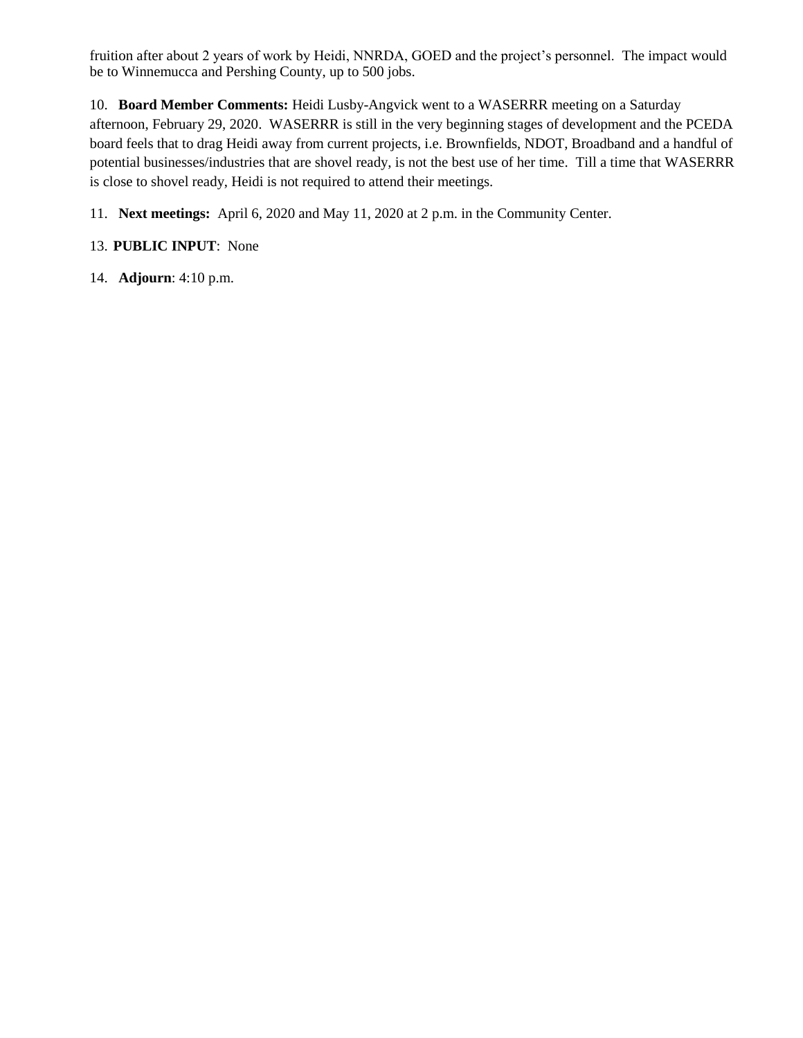fruition after about 2 years of work by Heidi, NNRDA, GOED and the project's personnel. The impact would be to Winnemucca and Pershing County, up to 500 jobs.

10. **Board Member Comments:** Heidi Lusby-Angvick went to a WASERRR meeting on a Saturday afternoon, February 29, 2020. WASERRR is still in the very beginning stages of development and the PCEDA board feels that to drag Heidi away from current projects, i.e. Brownfields, NDOT, Broadband and a handful of potential businesses/industries that are shovel ready, is not the best use of her time. Till a time that WASERRR is close to shovel ready, Heidi is not required to attend their meetings.

11. **Next meetings:** April 6, 2020 and May 11, 2020 at 2 p.m. in the Community Center.

13. **PUBLIC INPUT**: None

14. **Adjourn**: 4:10 p.m.